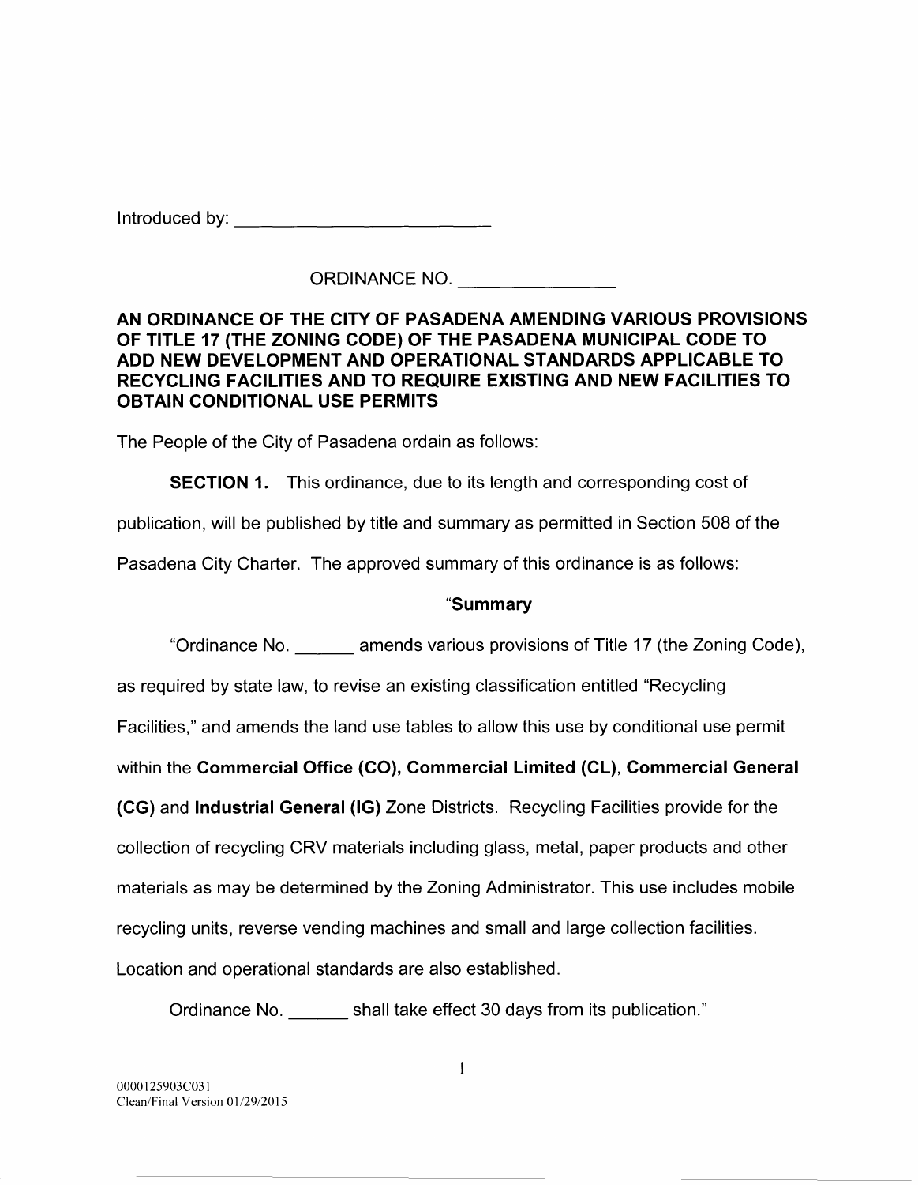Introduced by: ___________________________

ORDINANCE NO. ________________

**AN ORDINANCE OF THE CITY OF PASADENA AMENDING VARIOUS PROVISIONS OF TITLE 17 (THE ZONING CODE) OF THE PASADENA MUNICIPAL CODE TO ADD NEW DEVELOPMENT AND OPERATIONAL STANDARDS APPLICABLE TO RECYCLING FACILITIES AND TO REQUIRE EXISTING AND NEW FACILITIES TO OBTAIN CONDITIONAL USE PERMITS**

The People of the City of Pasadena ordain as follows:

**SECTION 1.** This ordinance, due to its length and corresponding cost of publication, will be published by title and summary as permitted in Section 508 of the Pasadena City Charter. The approved summary of this ordinance is as follows:

"**Summary**

"Ordinance No. ______ amends various provisions of Title 17 (the Zoning Code), as required by state law, to revise an existing classification entitled "Recycling Facilities," and amends the land use tables to allow this use by conditional use permit within the **Commercial Office (CO)**, **Commercial Limited (CL)**, **Commercial General (CG)** and **Industrial General (IG)** Zone Districts. Recycling Facilities provide for the collection of recycling CRV materials including glass, metal, paper products and other materials as may be determined by the Zoning Administrator. This use includes mobile recycling units, reverse vending machines and small and large collection facilities. Location and operational standards are also established.

Ordinance No. ______ shall take effect 30 days from its publication."

0000125903C031
Clean/Final Version 01/29/2015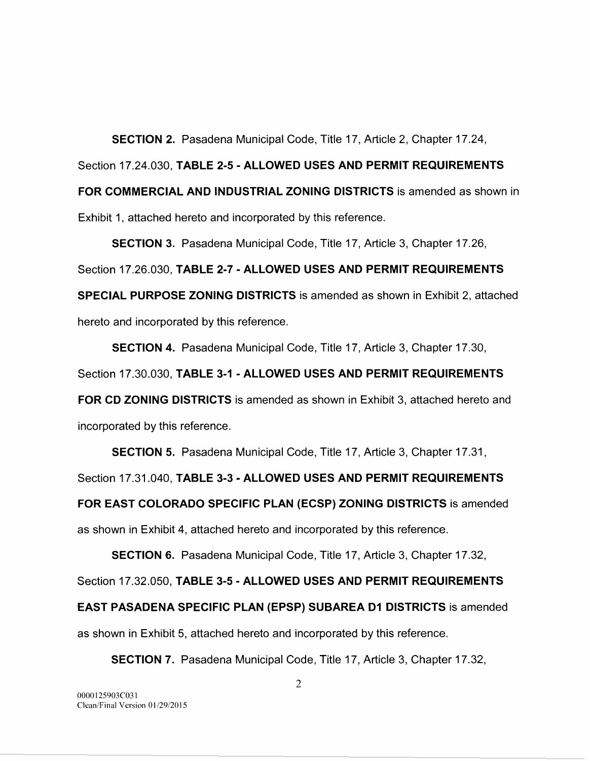**SECTION 2.** Pasadena Municipal Code, Title 17, Article 2, Chapter 17.24, Section 17.24.030, **TABLE 2-5 - ALLOWED USES AND PERMIT REQUIREMENTS FOR COMMERCIAL AND INDUSTRIAL ZONING DISTRICTS** is amended as shown in Exhibit 1, attached hereto and incorporated by this reference.

**SECTION 3.** Pasadena Municipal Code, Title 17, Article 3, Chapter 17.26, Section 17.26.030, **TABLE 2-7 - ALLOWED USES AND PERMIT REQUIREMENTS SPECIAL PURPOSE ZONING DISTRICTS** is amended as shown in Exhibit 2, attached hereto and incorporated by this reference.

**SECTION 4.** Pasadena Municipal Code, Title 17, Article 3, Chapter 17.30, Section 17.30.030, **TABLE 3-1 - ALLOWED USES AND PERMIT REQUIREMENTS FOR CD ZONING DISTRICTS** is amended as shown in Exhibit 3, attached hereto and incorporated by this reference.

**SECTION 5.** Pasadena Municipal Code, Title 17, Article 3, Chapter 17.31, Section 17.31.040, **TABLE 3-3 - ALLOWED USES AND PERMIT REQUIREMENTS FOR EAST COLORADO SPECIFIC PLAN (ECSP) ZONING DISTRICTS** is amended as shown in Exhibit 4, attached hereto and incorporated by this reference.

**SECTION 6.** Pasadena Municipal Code, Title 17, Article 3, Chapter 17.32, Section 17.32.050, **TABLE 3-5 - ALLOWED USES AND PERMIT REQUIREMENTS EAST PASADENA SPECIFIC PLAN (EPSP) SUBAREA D1 DISTRICTS** is amended as shown in Exhibit 5, attached hereto and incorporated by this reference.

**SECTION 7.** Pasadena Municipal Code, Title 17, Article 3, Chapter 17.32,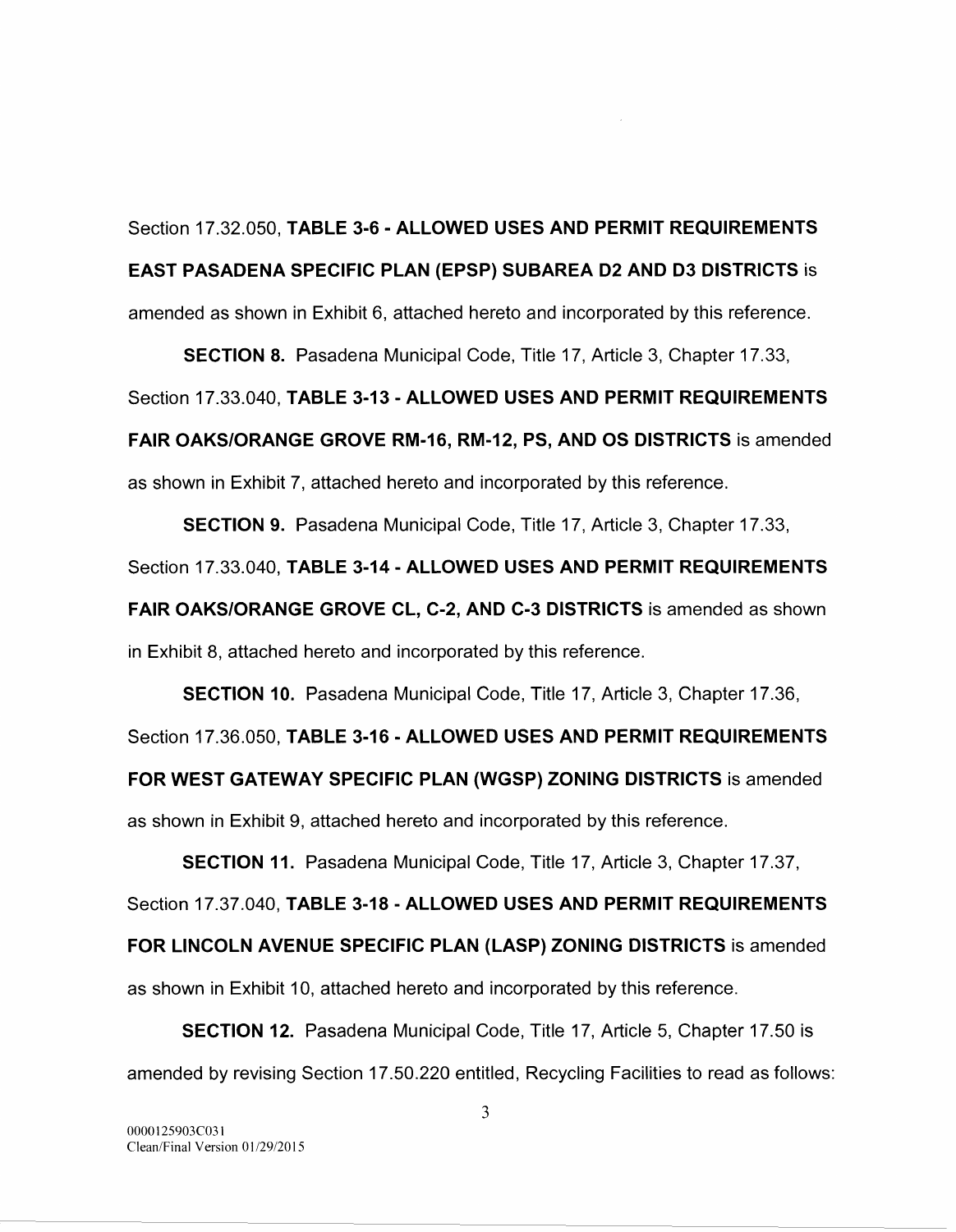Section 17.32.050, **TABLE 3-6 - ALLOWED USES AND PERMIT REQUIREMENTS EAST PASADENA SPECIFIC PLAN (EPSP) SUBAREA D2 AND D3 DISTRICTS** is amended as shown in Exhibit 6, attached hereto and incorporated by this reference.

**SECTION 8.** Pasadena Municipal Code, Title 17, Article 3, Chapter 17.33, Section 17.33.040, **TABLE 3-13 - ALLOWED USES AND PERMIT REQUIREMENTS FAIR OAKS/ORANGE GROVE RM-16, RM-12, PS, AND OS DISTRICTS** is amended as shown in Exhibit 7, attached hereto and incorporated by this reference.

**SECTION 9.** Pasadena Municipal Code, Title 17, Article 3, Chapter 17.33, Section 17.33.040, **TABLE 3-14 - ALLOWED USES AND PERMIT REQUIREMENTS FAIR OAKS/ORANGE GROVE CL, C-2, AND C-3 DISTRICTS** is amended as shown in Exhibit 8, attached hereto and incorporated by this reference.

**SECTION 10.** Pasadena Municipal Code, Title 17, Article 3, Chapter 17.36, Section 17.36.050, **TABLE 3-16 - ALLOWED USES AND PERMIT REQUIREMENTS FOR WEST GATEWAY SPECIFIC PLAN (WGSP) ZONING DISTRICTS** is amended as shown in Exhibit 9, attached hereto and incorporated by this reference.

**SECTION 11.** Pasadena Municipal Code, Title 17, Article 3, Chapter 17.37, Section 17.37.040, **TABLE 3-18 - ALLOWED USES AND PERMIT REQUIREMENTS FOR LINCOLN AVENUE SPECIFIC PLAN (LASP) ZONING DISTRICTS** is amended as shown in Exhibit 10, attached hereto and incorporated by this reference.

**SECTION 12.** Pasadena Municipal Code, Title 17, Article 5, Chapter 17.50 is amended by revising Section 17.50.220 entitled, Recycling Facilities to read as follows: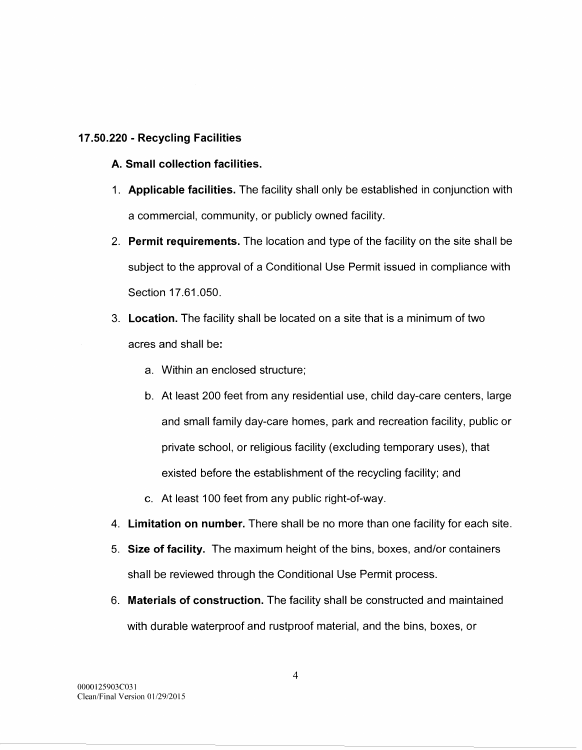## 17.50.220 - Recycling Facilities

### A. Small collection facilities.

1. **Applicable facilities.** The facility shall only be established in conjunction with a commercial, community, or publicly owned facility.
2. **Permit requirements.** The location and type of the facility on the site shall be subject to the approval of a Conditional Use Permit issued in compliance with Section 17.61.050.
3. **Location.** The facility shall be located on a site that is a minimum of two acres and shall be:
   a. Within an enclosed structure;
   b. At least 200 feet from any residential use, child day-care centers, large and small family day-care homes, park and recreation facility, public or private school, or religious facility (excluding temporary uses), that existed before the establishment of the recycling facility; and
   c. At least 100 feet from any public right-of-way.
4. **Limitation on number.** There shall be no more than one facility for each site.
5. **Size of facility.** The maximum height of the bins, boxes, and/or containers shall be reviewed through the Conditional Use Permit process.
6. **Materials of construction.** The facility shall be constructed and maintained with durable waterproof and rustproof material, and the bins, boxes, or

0000125903C031
Clean/Final Version 01/29/2015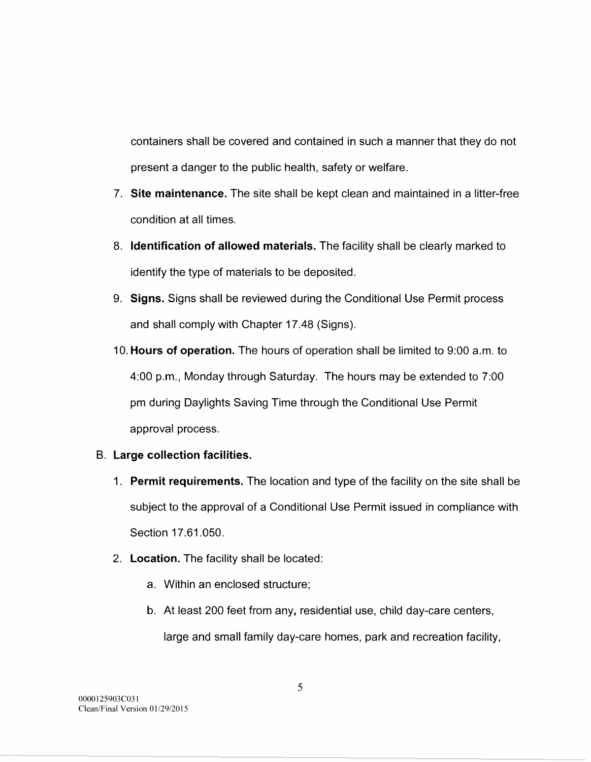containers shall be covered and contained in such a manner that they do not present a danger to the public health, safety or welfare.

7. **Site maintenance.** The site shall be kept clean and maintained in a litter-free condition at all times.
8. **Identification of allowed materials.** The facility shall be clearly marked to identify the type of materials to be deposited.
9. **Signs.** Signs shall be reviewed during the Conditional Use Permit process and shall comply with Chapter 17.48 (Signs).
10. **Hours of operation.** The hours of operation shall be limited to 9:00 a.m. to 4:00 p.m., Monday through Saturday. The hours may be extended to 7:00 pm during Daylights Saving Time through the Conditional Use Permit approval process.

B. **Large collection facilities.**

1. **Permit requirements.** The location and type of the facility on the site shall be subject to the approval of a Conditional Use Permit issued in compliance with Section 17.61.050.
2. **Location.** The facility shall be located:
    a. Within an enclosed structure;
    b. At least 200 feet from any**,** residential use, child day-care centers, large and small family day-care homes, park and recreation facility,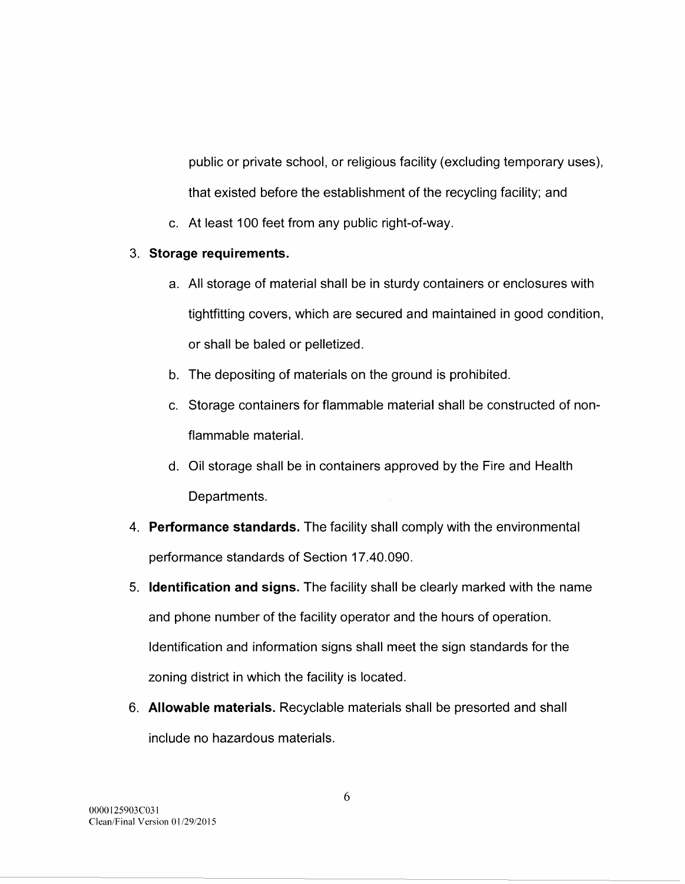public or private school, or religious facility (excluding temporary uses), that existed before the establishment of the recycling facility; and

    c. At least 100 feet from any public right-of-way.

3. **Storage requirements.**
    a. All storage of material shall be in sturdy containers or enclosures with tightfitting covers, which are secured and maintained in good condition, or shall be baled or pelletized.
    b. The depositing of materials on the ground is prohibited.
    c. Storage containers for flammable material shall be constructed of non-flammable material.
    d. Oil storage shall be in containers approved by the Fire and Health Departments.
4. **Performance standards.** The facility shall comply with the environmental performance standards of Section 17.40.090.
5. **Identification and signs.** The facility shall be clearly marked with the name and phone number of the facility operator and the hours of operation. Identification and information signs shall meet the sign standards for the zoning district in which the facility is located.
6. **Allowable materials.** Recyclable materials shall be presorted and shall include no hazardous materials.

0000125903C031
Clean/Final Version 01/29/2015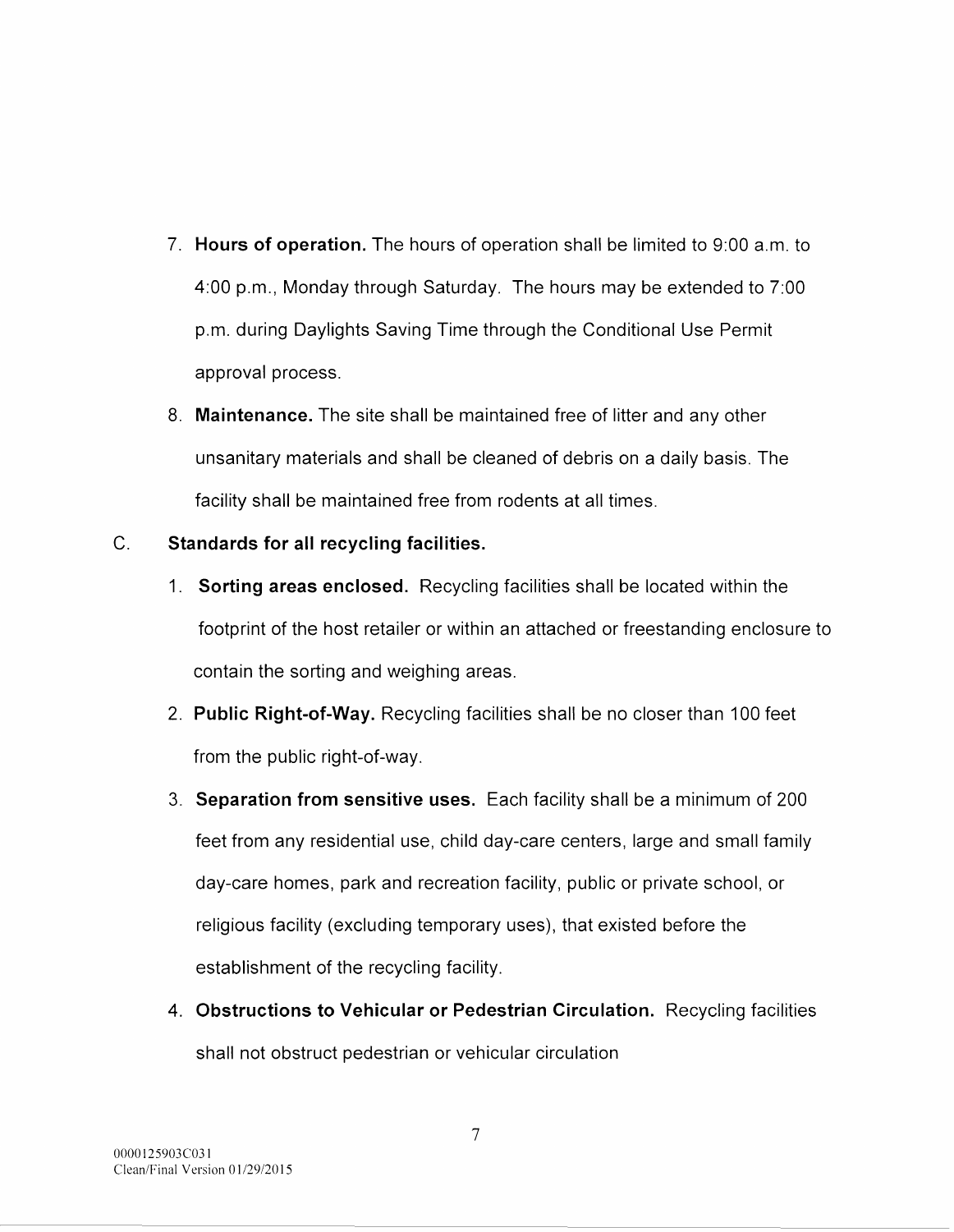7. **Hours of operation.** The hours of operation shall be limited to 9:00 a.m. to 4:00 p.m., Monday through Saturday. The hours may be extended to 7:00 p.m. during Daylights Saving Time through the Conditional Use Permit approval process.

8. **Maintenance.** The site shall be maintained free of litter and any other unsanitary materials and shall be cleaned of debris on a daily basis. The facility shall be maintained free from rodents at all times.

C. **Standards for all recycling facilities.**

1. **Sorting areas enclosed.** Recycling facilities shall be located within the footprint of the host retailer or within an attached or freestanding enclosure to contain the sorting and weighing areas.

2. **Public Right-of-Way.** Recycling facilities shall be no closer than 100 feet from the public right-of-way.

3. **Separation from sensitive uses.** Each facility shall be a minimum of 200 feet from any residential use, child day-care centers, large and small family day-care homes, park and recreation facility, public or private school, or religious facility (excluding temporary uses), that existed before the establishment of the recycling facility.

4. **Obstructions to Vehicular or Pedestrian Circulation.** Recycling facilities shall not obstruct pedestrian or vehicular circulation

0000125903C031
Clean/Final Version 01/29/2015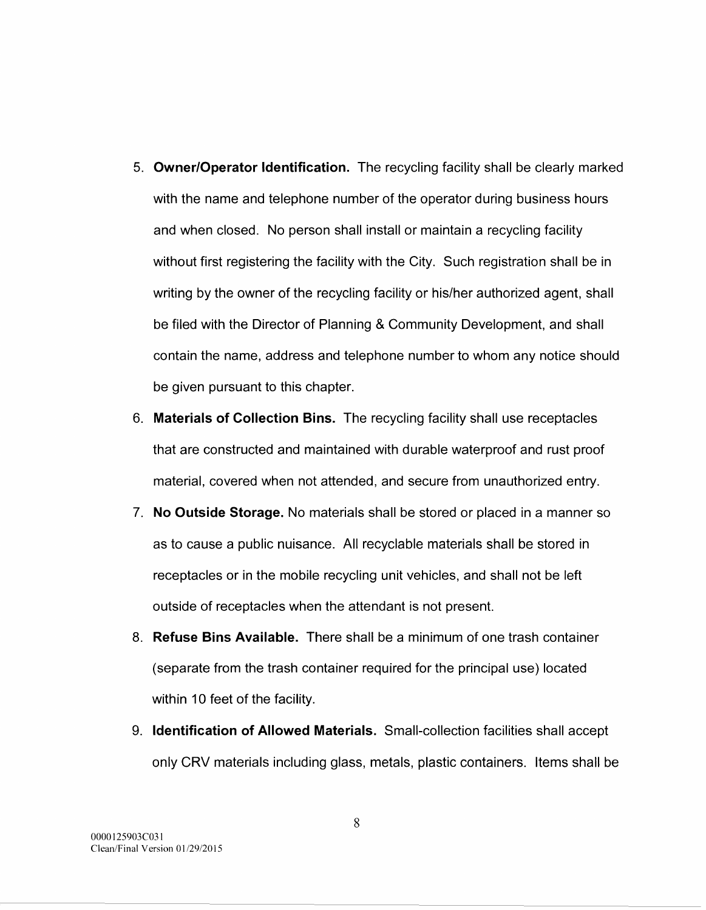5. **Owner/Operator Identification.** The recycling facility shall be clearly marked with the name and telephone number of the operator during business hours and when closed. No person shall install or maintain a recycling facility without first registering the facility with the City. Such registration shall be in writing by the owner of the recycling facility or his/her authorized agent, shall be filed with the Director of Planning & Community Development, and shall contain the name, address and telephone number to whom any notice should be given pursuant to this chapter.
6. **Materials of Collection Bins.** The recycling facility shall use receptacles that are constructed and maintained with durable waterproof and rust proof material, covered when not attended, and secure from unauthorized entry.
7. **No Outside Storage.** No materials shall be stored or placed in a manner so as to cause a public nuisance. All recyclable materials shall be stored in receptacles or in the mobile recycling unit vehicles, and shall not be left outside of receptacles when the attendant is not present.
8. **Refuse Bins Available.** There shall be a minimum of one trash container (separate from the trash container required for the principal use) located within 10 feet of the facility.
9. **Identification of Allowed Materials.** Small-collection facilities shall accept only CRV materials including glass, metals, plastic containers. Items shall be

0000125903C031
Clean/Final Version 01/29/2015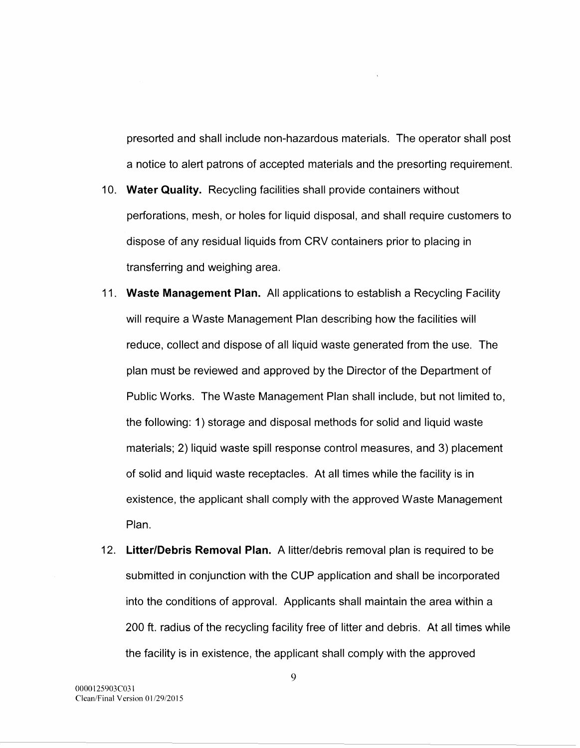presorted and shall include non-hazardous materials. The operator shall post a notice to alert patrons of accepted materials and the presorting requirement.

10. **Water Quality.** Recycling facilities shall provide containers without perforations, mesh, or holes for liquid disposal, and shall require customers to dispose of any residual liquids from CRV containers prior to placing in transferring and weighing area.

11. **Waste Management Plan.** All applications to establish a Recycling Facility will require a Waste Management Plan describing how the facilities will reduce, collect and dispose of all liquid waste generated from the use. The plan must be reviewed and approved by the Director of the Department of Public Works. The Waste Management Plan shall include, but not limited to, the following: 1) storage and disposal methods for solid and liquid waste materials; 2) liquid waste spill response control measures, and 3) placement of solid and liquid waste receptacles. At all times while the facility is in existence, the applicant shall comply with the approved Waste Management Plan.

12. **Litter/Debris Removal Plan.** A litter/debris removal plan is required to be submitted in conjunction with the CUP application and shall be incorporated into the conditions of approval. Applicants shall maintain the area within a 200 ft. radius of the recycling facility free of litter and debris. At all times while the facility is in existence, the applicant shall comply with the approved

0000125903C031
Clean/Final Version 01/29/2015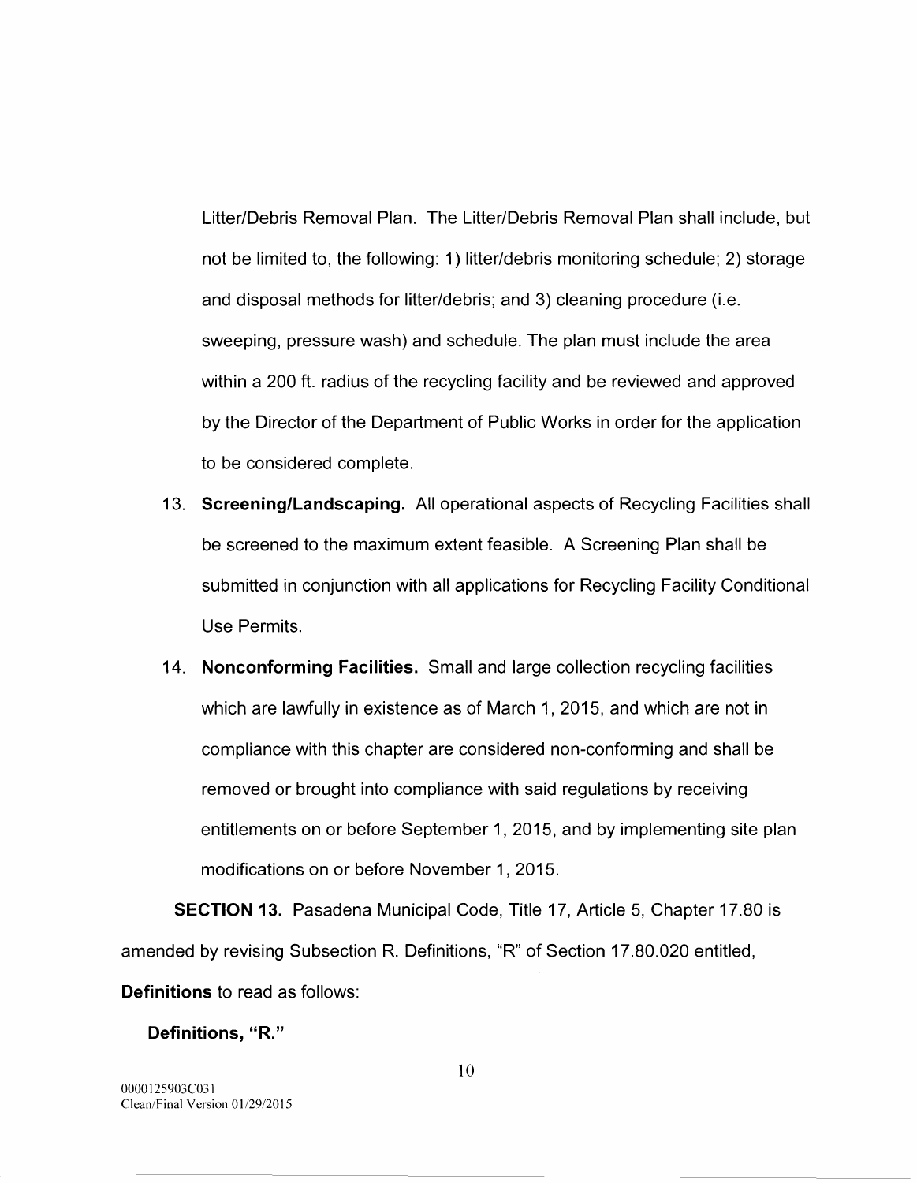Litter/Debris Removal Plan. The Litter/Debris Removal Plan shall include, but not be limited to, the following: 1) litter/debris monitoring schedule; 2) storage and disposal methods for litter/debris; and 3) cleaning procedure (i.e. sweeping, pressure wash) and schedule. The plan must include the area within a 200 ft. radius of the recycling facility and be reviewed and approved by the Director of the Department of Public Works in order for the application to be considered complete.

13. **Screening/Landscaping.** All operational aspects of Recycling Facilities shall be screened to the maximum extent feasible. A Screening Plan shall be submitted in conjunction with all applications for Recycling Facility Conditional Use Permits.

14. **Nonconforming Facilities.** Small and large collection recycling facilities which are lawfully in existence as of March 1, 2015, and which are not in compliance with this chapter are considered non-conforming and shall be removed or brought into compliance with said regulations by receiving entitlements on or before September 1, 2015, and by implementing site plan modifications on or before November 1, 2015.

**SECTION 13.** Pasadena Municipal Code, Title 17, Article 5, Chapter 17.80 is amended by revising Subsection R. Definitions, "R" of Section 17.80.020 entitled, **Definitions** to read as follows:

**Definitions, "R."**

0000125903C031
Clean/Final Version 01/29/2015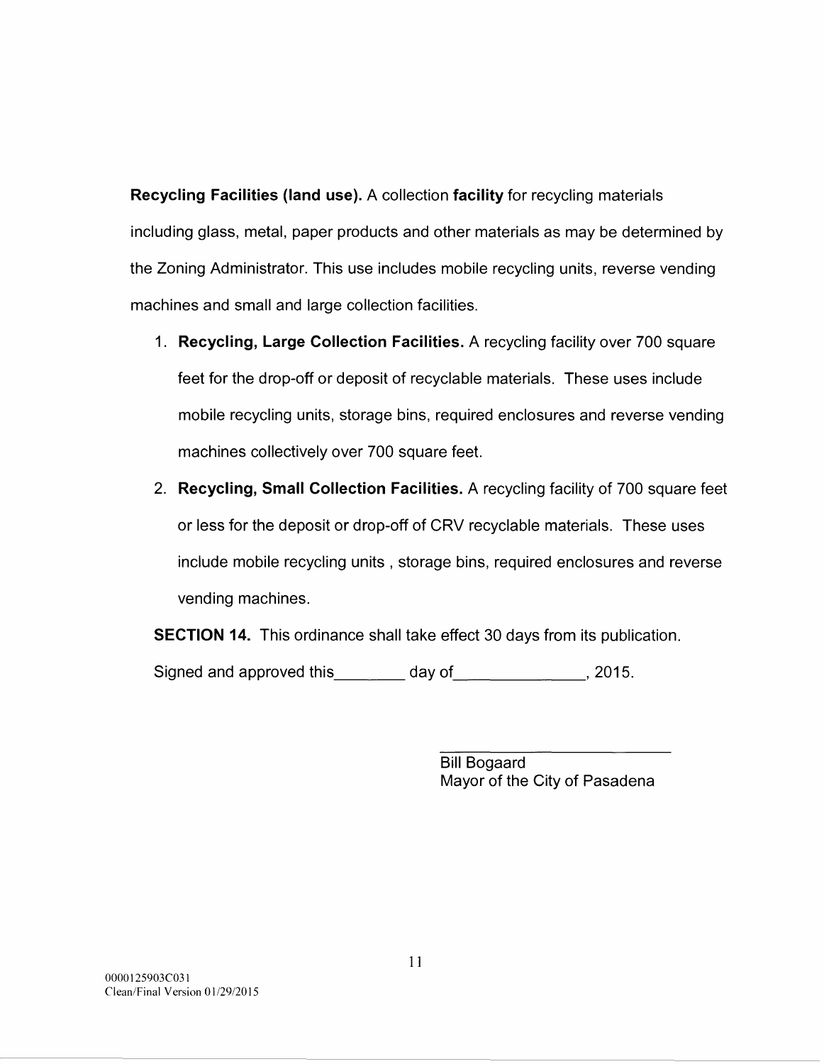**Recycling Facilities (land use).** A collection **facility** for recycling materials including glass, metal, paper products and other materials as may be determined by the Zoning Administrator. This use includes mobile recycling units, reverse vending machines and small and large collection facilities.

1. **Recycling, Large Collection Facilities.** A recycling facility over 700 square feet for the drop-off or deposit of recyclable materials. These uses include mobile recycling units, storage bins, required enclosures and reverse vending machines collectively over 700 square feet.
2. **Recycling, Small Collection Facilities.** A recycling facility of 700 square feet or less for the deposit or drop-off of CRV recyclable materials. These uses include mobile recycling units , storage bins, required enclosures and reverse vending machines.

**SECTION 14.** This ordinance shall take effect 30 days from its publication.

Signed and approved this________ day of______________, 2015.

\_\_\_\_\_\_\_\_\_\_\_\_\_\_\_\_\_\_\_\_\_\_\_\_\_\_\_\_
Bill Bogaard
Mayor of the City of Pasadena

0000125903C031
Clean/Final Version 01/29/2015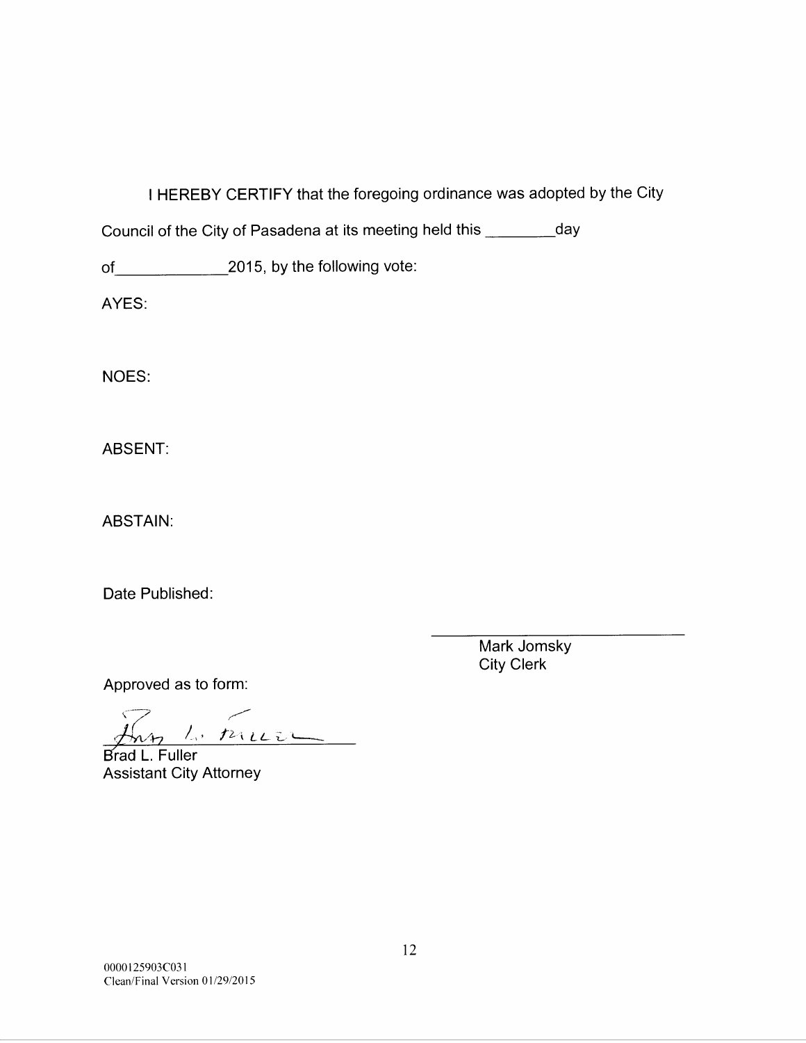I HEREBY CERTIFY that the foregoing ordinance was adopted by the City Council of the City of Pasadena at its meeting held this ________day of____________2015, by the following vote:

AYES:

NOES:

ABSENT:

ABSTAIN:

Date Published:

_____________________________
Mark Jomsky
City Clerk

Approved as to form:

_____________________________
Brad L. Fuller
Assistant City Attorney

0000125903C031
Clean/Final Version 01/29/2015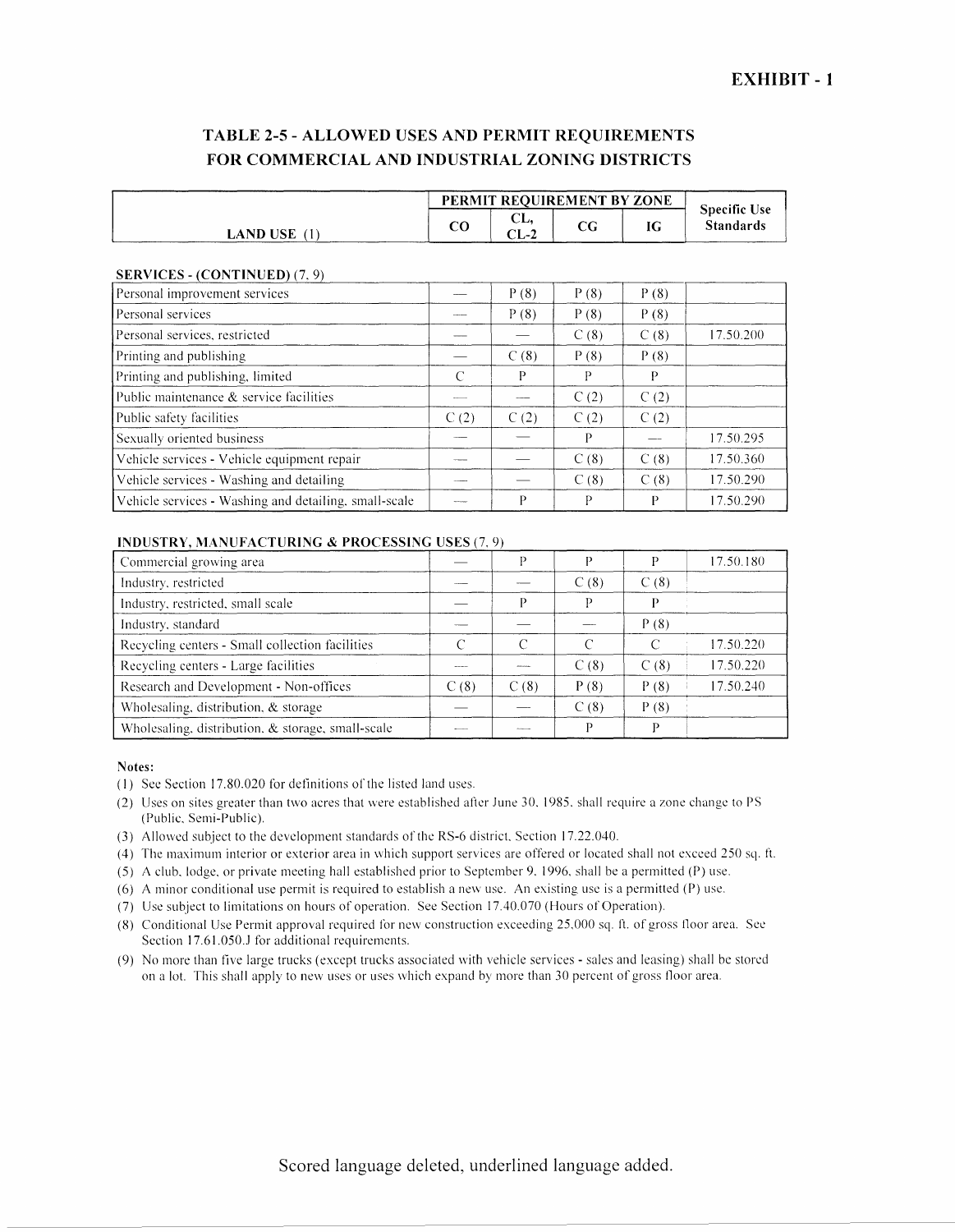**EXHIBIT - 1**

## TABLE 2-5 - ALLOWED USES AND PERMIT REQUIREMENTS FOR COMMERCIAL AND INDUSTRIAL ZONING DISTRICTS

| LAND USE (1) | PERMIT REQUIREMENT BY ZONE | | | | Specific Use Standards |
|---|---|---|---|---|---|
| | CO | CL, CL-2 | CG | IG | |
| **SERVICES - (CONTINUED)** (7, 9) | | | | | |
| Personal improvement services | — | P (8) | P (8) | P (8) | |
| Personal services | — | P (8) | P (8) | P (8) | |
| Personal services, restricted | — | — | C (8) | C (8) | 17.50.200 |
| Printing and publishing | — | C (8) | P (8) | P (8) | |
| Printing and publishing, limited | C | P | P | P | |
| Public maintenance & service facilities | — | — | C (2) | C (2) | |
| Public safety facilities | C (2) | C (2) | C (2) | C (2) | |
| Sexually oriented business | — | — | P | — | 17.50.295 |
| Vehicle services - Vehicle equipment repair | — | — | C (8) | C (8) | 17.50.360 |
| Vehicle services - Washing and detailing | — | — | C (8) | C (8) | 17.50.290 |
| Vehicle services - Washing and detailing, small-scale | — | P | P | P | 17.50.290 |
| **INDUSTRY, MANUFACTURING & PROCESSING USES** (7, 9) | | | | | |
| Commercial growing area | — | P | P | P | 17.50.180 |
| Industry, restricted | — | — | C (8) | C (8) | |
| Industry, restricted, small scale | — | P | P | P | |
| Industry, standard | — | — | — | P (8) | |
| Recycling centers - Small collection facilities | C | C | C | C | 17.50.220 |
| Recycling centers - Large facilities | — | — | C (8) | C (8) | 17.50.220 |
| Research and Development - Non-offices | C (8) | C (8) | P (8) | P (8) | 17.50.240 |
| Wholesaling, distribution, & storage | — | — | C (8) | P (8) | |
| Wholesaling, distribution, & storage, small-scale | — | — | P | P | |

**Notes:**

(1) See Section 17.80.020 for definitions of the listed land uses.

(2) Uses on sites greater than two acres that were established after June 30, 1985, shall require a zone change to PS (Public, Semi-Public).

(3) Allowed subject to the development standards of the RS-6 district, Section 17.22.040.

(4) The maximum interior or exterior area in which support services are offered or located shall not exceed 250 sq. ft.

(5) A club, lodge, or private meeting hall established prior to September 9, 1996, shall be a permitted (P) use.

(6) A minor conditional use permit is required to establish a new use. An existing use is a permitted (P) use.

(7) Use subject to limitations on hours of operation. See Section 17.40.070 (Hours of Operation).

(8) Conditional Use Permit approval required for new construction exceeding 25,000 sq. ft. of gross floor area. See Section 17.61.050.J for additional requirements.

(9) No more than five large trucks (except trucks associated with vehicle services - sales and leasing) shall be stored on a lot. This shall apply to new uses or uses which expand by more than 30 percent of gross floor area.

Scored language deleted, underlined language added.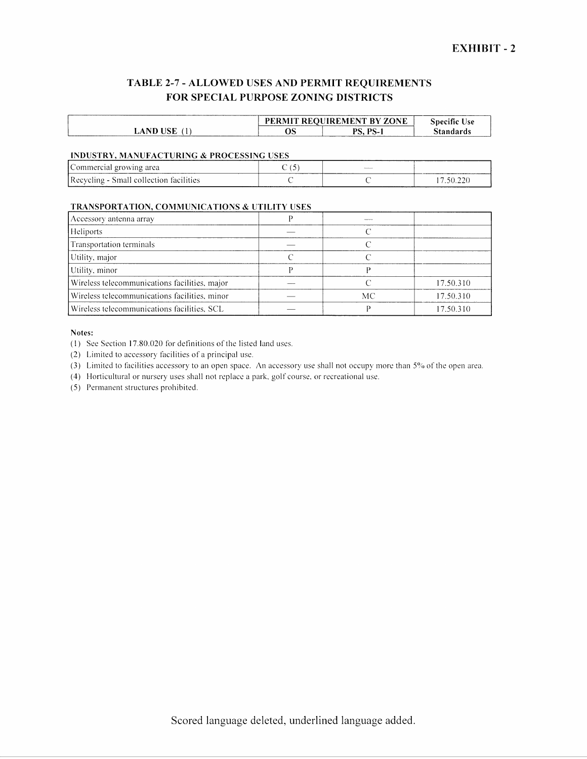**EXHIBIT - 2**

## TABLE 2-7 - ALLOWED USES AND PERMIT REQUIREMENTS FOR SPECIAL PURPOSE ZONING DISTRICTS

| LAND USE (1) | PERMIT REQUIREMENT BY ZONE | | Specific Use Standards |
|---|---|---|---|
| | OS | PS, PS-1 | |
| **INDUSTRY, MANUFACTURING & PROCESSING USES** | | | |
| Commercial growing area | C (5) | — | |
| Recycling - Small collection facilities | C | C | 17.50.220 |
| **TRANSPORTATION, COMMUNICATIONS & UTILITY USES** | | | |
| Accessory antenna array | P | — | |
| Heliports | — | C | |
| Transportation terminals | — | C | |
| Utility, major | C | C | |
| Utility, minor | P | P | |
| Wireless telecommunications facilities, major | — | C | 17.50.310 |
| Wireless telecommunications facilities, minor | — | MC | 17.50.310 |
| Wireless telecommunications facilities, SCL | — | P | 17.50.310 |

**Notes:**

(1) See Section 17.80.020 for definitions of the listed land uses.
(2) Limited to accessory facilities of a principal use.
(3) Limited to facilities accessory to an open space. An accessory use shall not occupy more than 5% of the open area.
(4) Horticultural or nursery uses shall not replace a park, golf course, or recreational use.
(5) Permanent structures prohibited.

Scored language deleted, underlined language added.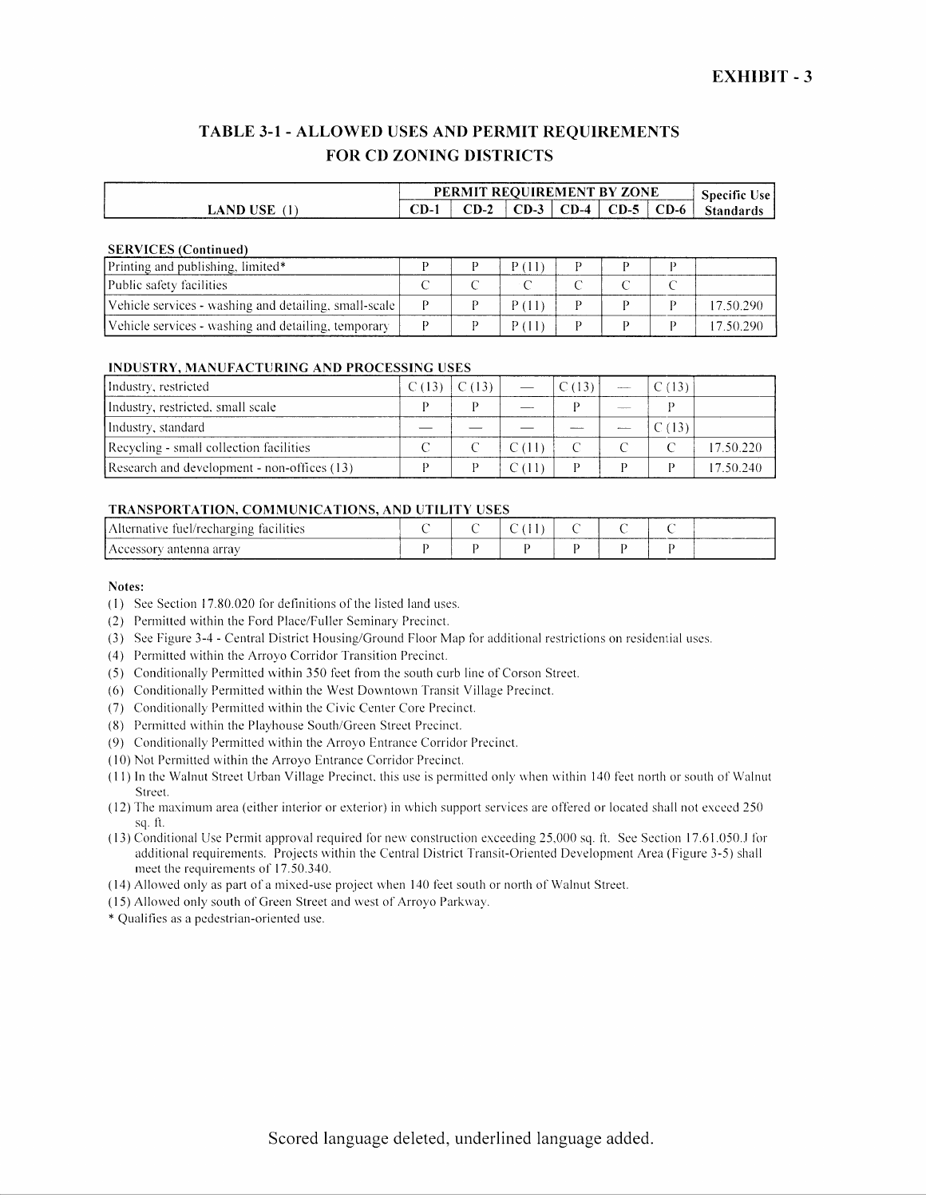**EXHIBIT - 3**

## TABLE 3-1 - ALLOWED USES AND PERMIT REQUIREMENTS FOR CD ZONING DISTRICTS

| LAND USE (1) | PERMIT REQUIREMENT BY ZONE | | | | | | Specific Use Standards |
|---|---|---|---|---|---|---|---|
| | CD-1 | CD-2 | CD-3 | CD-4 | CD-5 | CD-6 | |
| **SERVICES (Continued)** | | | | | | | |
| Printing and publishing, limited* | P | P | P (11) | P | P | P | |
| Public safety facilities | C | C | C | C | C | C | |
| Vehicle services - washing and detailing, small-scale | P | P | P (11) | P | P | P | 17.50.290 |
| Vehicle services - washing and detailing, temporary | P | P | P (11) | P | P | P | 17.50.290 |
| **INDUSTRY, MANUFACTURING AND PROCESSING USES** | | | | | | | |
| Industry, restricted | C (13) | C (13) | — | C (13) | — | C (13) | |
| Industry, restricted, small scale | P | P | — | P | — | P | |
| Industry, standard | — | — | — | — | — | C (13) | |
| Recycling - small collection facilities | C | C | C (11) | C | C | C | 17.50.220 |
| Research and development - non-offices (13) | P | P | C (11) | P | P | P | 17.50.240 |
| **TRANSPORTATION, COMMUNICATIONS, AND UTILITY USES** | | | | | | | |
| Alternative fuel/recharging facilities | C | C | C (11) | C | C | C | |
| Accessory antenna array | P | P | P | P | P | P | |

**Notes:**

(1) See Section 17.80.020 for definitions of the listed land uses.
(2) Permitted within the Ford Place/Fuller Seminary Precinct.
(3) See Figure 3-4 - Central District Housing/Ground Floor Map for additional restrictions on residential uses.
(4) Permitted within the Arroyo Corridor Transition Precinct.
(5) Conditionally Permitted within 350 feet from the south curb line of Corson Street.
(6) Conditionally Permitted within the West Downtown Transit Village Precinct.
(7) Conditionally Permitted within the Civic Center Core Precinct.
(8) Permitted within the Playhouse South/Green Street Precinct.
(9) Conditionally Permitted within the Arroyo Entrance Corridor Precinct.
(10) Not Permitted within the Arroyo Entrance Corridor Precinct.
(11) In the Walnut Street Urban Village Precinct, this use is permitted only when within 140 feet north or south of Walnut Street.
(12) The maximum area (either interior or exterior) in which support services are offered or located shall not exceed 250 sq. ft.
(13) Conditional Use Permit approval required for new construction exceeding 25,000 sq. ft. See Section 17.61.050.J for additional requirements. Projects within the Central District Transit-Oriented Development Area (Figure 3-5) shall meet the requirements of 17.50.340.
(14) Allowed only as part of a mixed-use project when 140 feet south or north of Walnut Street.
(15) Allowed only south of Green Street and west of Arroyo Parkway.
\* Qualifies as a pedestrian-oriented use.

Scored language deleted, underlined language added.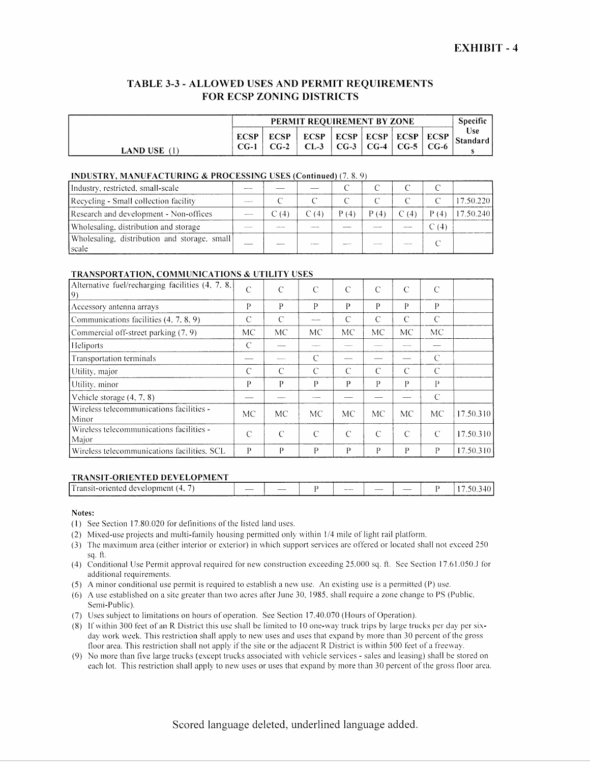**EXHIBIT - 4**

## TABLE 3-3 - ALLOWED USES AND PERMIT REQUIREMENTS FOR ECSP ZONING DISTRICTS

| LAND USE (1) | PERMIT REQUIREMENT BY ZONE | | | | | | | Specific Use Standards |
|---|---|---|---|---|---|---|---|---|
| | ECSP CG-1 | ECSP CG-2 | ECSP CL-3 | ECSP CG-3 | ECSP CG-4 | ECSP CG-5 | ECSP CG-6 | |
| **INDUSTRY, MANUFACTURING & PROCESSING USES (Continued) (7, 8, 9)** | | | | | | | | |
| Industry, restricted, small-scale | — | — | — | C | C | C | C | |
| Recycling - Small collection facility | — | C | C | C | C | C | C | 17.50.220 |
| Research and development - Non-offices | — | C (4) | C (4) | P (4) | P (4) | C (4) | P (4) | 17.50.240 |
| Wholesaling, distribution and storage | — | — | — | — | — | — | C (4) | |
| Wholesaling, distribution and storage, small scale | — | — | — | — | — | — | C | |
| **TRANSPORTATION, COMMUNICATIONS & UTILITY USES** | | | | | | | | |
| Alternative fuel/recharging facilities (4, 7, 8, 9) | C | C | C | C | C | C | C | |
| Accessory antenna arrays | P | P | P | P | P | P | P | |
| Communications facilities (4, 7, 8, 9) | C | C | — | C | C | C | C | |
| Commercial off-street parking (7, 9) | MC | MC | MC | MC | MC | MC | MC | |
| Heliports | C | — | — | — | — | — | — | |
| Transportation terminals | — | — | C | — | — | — | C | |
| Utility, major | C | C | C | C | C | C | C | |
| Utility, minor | P | P | P | P | P | P | P | |
| Vehicle storage (4, 7, 8) | — | — | — | — | — | — | C | |
| Wireless telecommunications facilities - Minor | MC | MC | MC | MC | MC | MC | MC | 17.50.310 |
| Wireless telecommunications facilities - Major | C | C | C | C | C | C | C | 17.50.310 |
| Wireless telecommunications facilities, SCL | P | P | P | P | P | P | P | 17.50.310 |
| **TRANSIT-ORIENTED DEVELOPMENT** | | | | | | | | |
| Transit-oriented development (4, 7) | — | — | P | — | — | — | P | 17.50.340 |

**Notes:**

(1) See Section 17.80.020 for definitions of the listed land uses.

(2) Mixed-use projects and multi-family housing permitted only within 1/4 mile of light rail platform.

(3) The maximum area (either interior or exterior) in which support services are offered or located shall not exceed 250 sq. ft.

(4) Conditional Use Permit approval required for new construction exceeding 25,000 sq. ft. See Section 17.61.050.J for additional requirements.

(5) A minor conditional use permit is required to establish a new use. An existing use is a permitted (P) use.

(6) A use established on a site greater than two acres after June 30, 1985, shall require a zone change to PS (Public, Semi-Public).

(7) Uses subject to limitations on hours of operation. See Section 17.40.070 (Hours of Operation).

(8) If within 300 feet of an R District this use shall be limited to 10 one-way truck trips by large trucks per day per six-day work week. This restriction shall apply to new uses and uses that expand by more than 30 percent of the gross floor area. This restriction shall not apply if the site or the adjacent R District is within 500 feet of a freeway.

(9) No more than five large trucks (except trucks associated with vehicle services - sales and leasing) shall be stored on each lot. This restriction shall apply to new uses or uses that expand by more than 30 percent of the gross floor area.

Scored language deleted, underlined language added.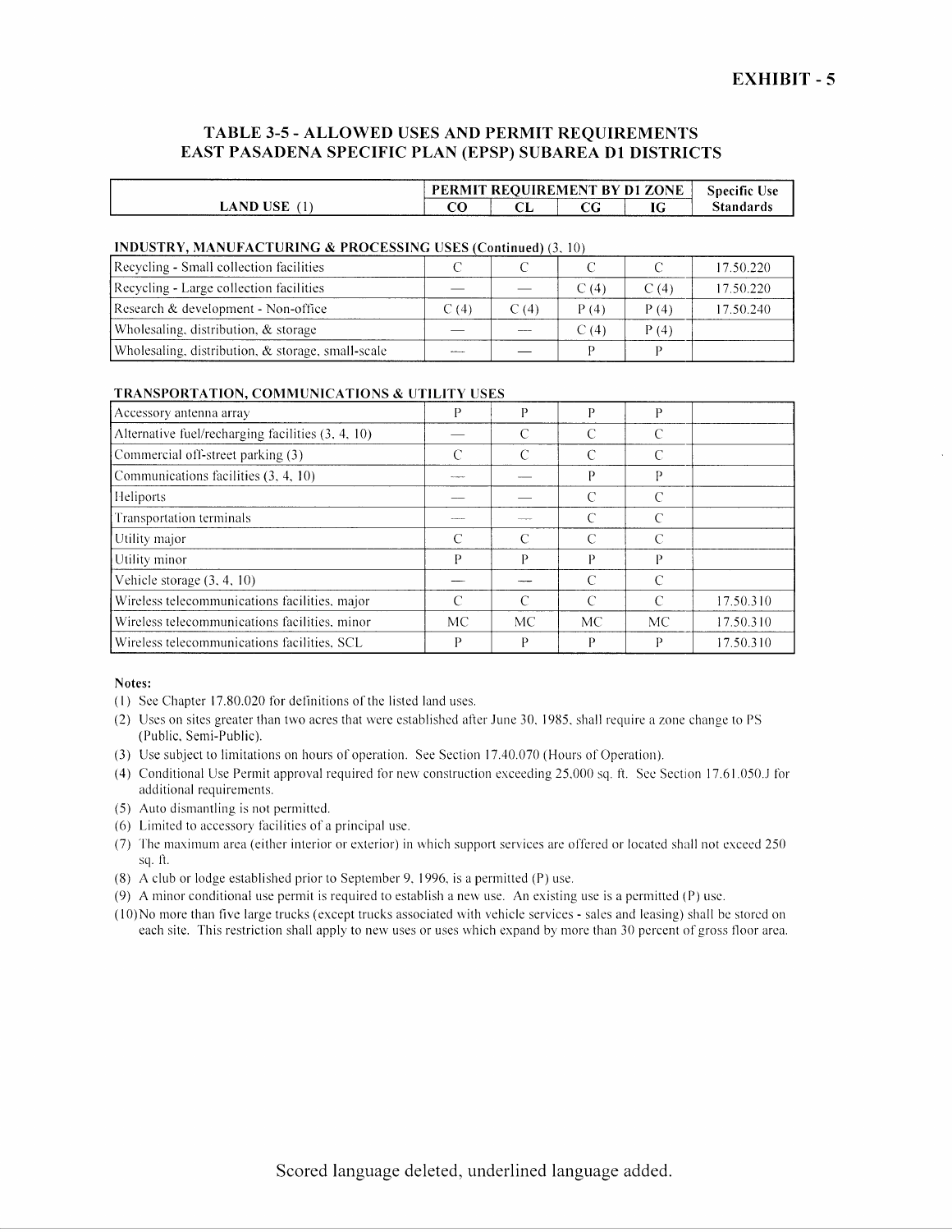**EXHIBIT - 5**

## TABLE 3-5 - ALLOWED USES AND PERMIT REQUIREMENTS
## EAST PASADENA SPECIFIC PLAN (EPSP) SUBAREA D1 DISTRICTS

| LAND USE (1) | PERMIT REQUIREMENT BY D1 ZONE | | | | Specific Use Standards |
|---|---|---|---|---|---|
| | CO | CL | CG | IG | |
| **INDUSTRY, MANUFACTURING & PROCESSING USES (Continued)** (3, 10) | | | | | |
| Recycling - Small collection facilities | C | C | C | C | 17.50.220 |
| Recycling - Large collection facilities | — | — | C (4) | C (4) | 17.50.220 |
| Research & development - Non-office | C (4) | C (4) | P (4) | P (4) | 17.50.240 |
| Wholesaling, distribution, & storage | — | — | C (4) | P (4) | |
| Wholesaling, distribution, & storage, small-scale | — | — | P | P | |
| **TRANSPORTATION, COMMUNICATIONS & UTILITY USES** | | | | | |
| Accessory antenna array | P | P | P | P | |
| Alternative fuel/recharging facilities (3, 4, 10) | — | C | C | C | |
| Commercial off-street parking (3) | C | C | C | C | |
| Communications facilities (3, 4, 10) | — | — | P | P | |
| Heliports | — | — | C | C | |
| Transportation terminals | — | — | C | C | |
| Utility major | C | C | C | C | |
| Utility minor | P | P | P | P | |
| Vehicle storage (3, 4, 10) | — | — | C | C | |
| Wireless telecommunications facilities, major | C | C | C | C | 17.50.310 |
| Wireless telecommunications facilities, minor | MC | MC | MC | MC | 17.50.310 |
| Wireless telecommunications facilities, SCL | P | P | P | P | 17.50.310 |

**Notes:**

(1) See Chapter 17.80.020 for definitions of the listed land uses.

(2) Uses on sites greater than two acres that were established after June 30, 1985, shall require a zone change to PS (Public, Semi-Public).

(3) Use subject to limitations on hours of operation. See Section 17.40.070 (Hours of Operation).

(4) Conditional Use Permit approval required for new construction exceeding 25,000 sq. ft. See Section 17.61.050.J for additional requirements.

(5) Auto dismantling is not permitted.

(6) Limited to accessory facilities of a principal use.

(7) The maximum area (either interior or exterior) in which support services are offered or located shall not exceed 250 sq. ft.

(8) A club or lodge established prior to September 9, 1996, is a permitted (P) use.

(9) A minor conditional use permit is required to establish a new use. An existing use is a permitted (P) use.

(10) No more than five large trucks (except trucks associated with vehicle services - sales and leasing) shall be stored on each site. This restriction shall apply to new uses or uses which expand by more than 30 percent of gross floor area.

Scored language deleted, underlined language added.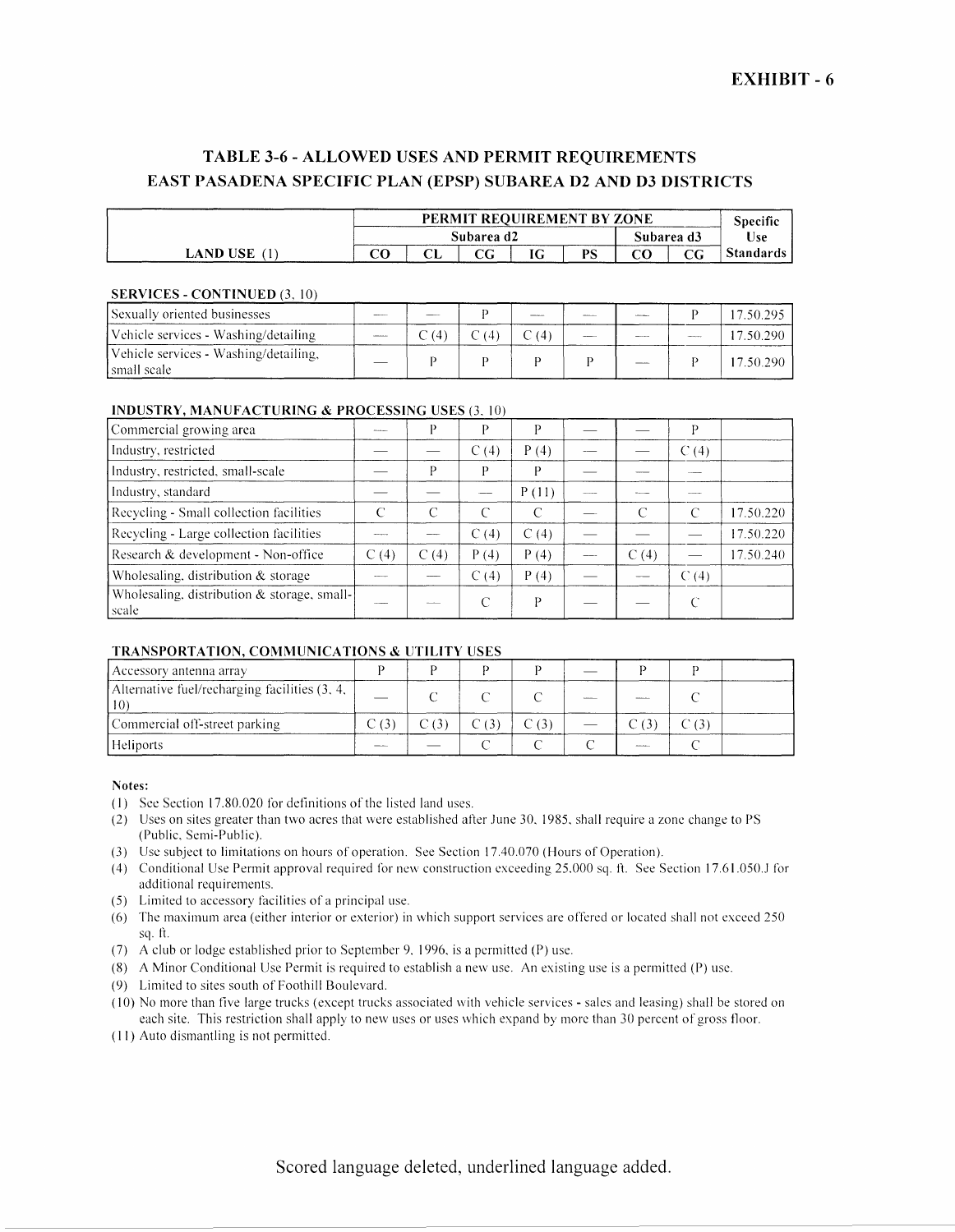EXHIBIT - 6

## TABLE 3-6 - ALLOWED USES AND PERMIT REQUIREMENTS
## EAST PASADENA SPECIFIC PLAN (EPSP) SUBAREA D2 AND D3 DISTRICTS

| | PERMIT REQUIREMENT BY ZONE | | | | | | | Specific Use Standards |
|---|---|---|---|---|---|---|---|---|
| | Subarea d2 | | | | | Subarea d3 | | |
| LAND USE (1) | CO | CL | CG | IG | PS | CO | CG | |
| **SERVICES - CONTINUED (3, 10)** | | | | | | | | |
| Sexually oriented businesses | — | — | P | — | — | — | P | 17.50.295 |
| Vehicle services - Washing/detailing | — | C (4) | C (4) | C (4) | — | — | — | 17.50.290 |
| Vehicle services - Washing/detailing, small scale | — | P | P | P | P | — | P | 17.50.290 |
| **INDUSTRY, MANUFACTURING & PROCESSING USES (3, 10)** | | | | | | | | |
| Commercial growing area | — | P | P | P | — | — | P | |
| Industry, restricted | — | — | C (4) | P (4) | — | — | C (4) | |
| Industry, restricted, small-scale | — | P | P | P | — | — | — | |
| Industry, standard | — | — | — | P (11) | — | — | — | |
| Recycling - Small collection facilities | C | C | C | C | — | C | C | 17.50.220 |
| Recycling - Large collection facilities | — | — | C (4) | C (4) | — | — | — | 17.50.220 |
| Research & development - Non-office | C (4) | C (4) | P (4) | P (4) | — | C (4) | — | 17.50.240 |
| Wholesaling, distribution & storage | — | — | C (4) | P (4) | — | — | C (4) | |
| Wholesaling, distribution & storage, small-scale | — | — | C | P | — | — | C | |
| **TRANSPORTATION, COMMUNICATIONS & UTILITY USES** | | | | | | | | |
| Accessory antenna array | P | P | P | P | — | P | P | |
| Alternative fuel/recharging facilities (3, 4, 10) | — | C | C | C | — | — | C | |
| Commercial off-street parking | C (3) | C (3) | C (3) | C (3) | — | C (3) | C (3) | |
| Heliports | — | — | C | C | C | — | C | |

**Notes:**

(1) See Section 17.80.020 for definitions of the listed land uses.
(2) Uses on sites greater than two acres that were established after June 30, 1985, shall require a zone change to PS (Public, Semi-Public).
(3) Use subject to limitations on hours of operation. See Section 17.40.070 (Hours of Operation).
(4) Conditional Use Permit approval required for new construction exceeding 25,000 sq. ft. See Section 17.61.050.J for additional requirements.
(5) Limited to accessory facilities of a principal use.
(6) The maximum area (either interior or exterior) in which support services are offered or located shall not exceed 250 sq. ft.
(7) A club or lodge established prior to September 9, 1996, is a permitted (P) use.
(8) A Minor Conditional Use Permit is required to establish a new use. An existing use is a permitted (P) use.
(9) Limited to sites south of Foothill Boulevard.
(10) No more than five large trucks (except trucks associated with vehicle services - sales and leasing) shall be stored on each site. This restriction shall apply to new uses or uses which expand by more than 30 percent of gross floor.
(11) Auto dismantling is not permitted.

Scored language deleted, underlined language added.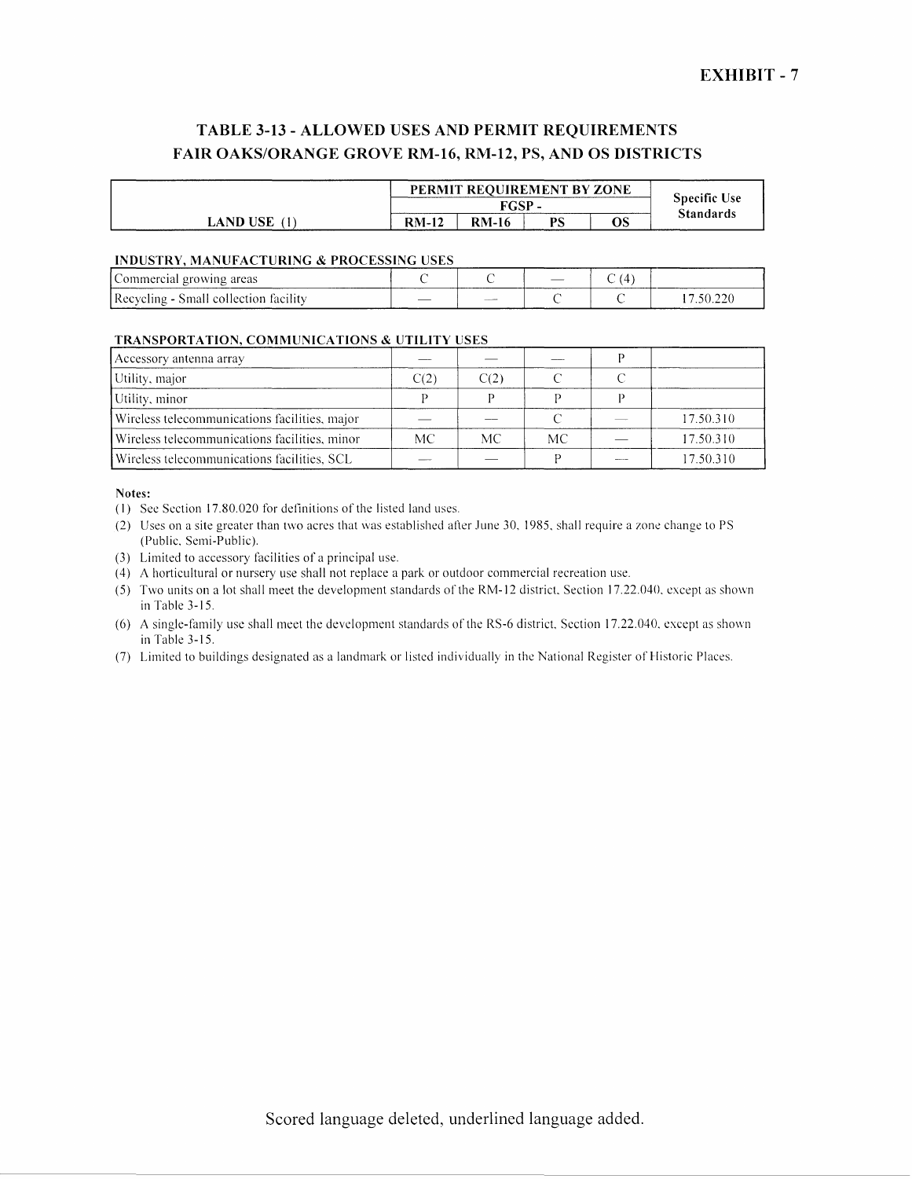EXHIBIT - 7

## TABLE 3-13 - ALLOWED USES AND PERMIT REQUIREMENTS FAIR OAKS/ORANGE GROVE RM-16, RM-12, PS, AND OS DISTRICTS

| LAND USE (1) | PERMIT REQUIREMENT BY ZONE FGSP - | | | | Specific Use Standards |
|---|---|---|---|---|---|
| | RM-12 | RM-16 | PS | OS | |
| **INDUSTRY, MANUFACTURING & PROCESSING USES** | | | | | |
| Commercial growing areas | C | C | — | C (4) | |
| Recycling - Small collection facility | — | — | C | C | 17.50.220 |
| **TRANSPORTATION, COMMUNICATIONS & UTILITY USES** | | | | | |
| Accessory antenna array | — | — | — | P | |
| Utility, major | C(2) | C(2) | C | C | |
| Utility, minor | P | P | P | P | |
| Wireless telecommunications facilities, major | — | — | C | — | 17.50.310 |
| Wireless telecommunications facilities, minor | MC | MC | MC | — | 17.50.310 |
| Wireless telecommunications facilities, SCL | — | — | P | — | 17.50.310 |

**Notes:**

(1) See Section 17.80.020 for definitions of the listed land uses.

(2) Uses on a site greater than two acres that was established after June 30, 1985, shall require a zone change to PS (Public, Semi-Public).

(3) Limited to accessory facilities of a principal use.

(4) A horticultural or nursery use shall not replace a park or outdoor commercial recreation use.

(5) Two units on a lot shall meet the development standards of the RM-12 district, Section 17.22.040, except as shown in Table 3-15.

(6) A single-family use shall meet the development standards of the RS-6 district, Section 17.22.040, except as shown in Table 3-15.

(7) Limited to buildings designated as a landmark or listed individually in the National Register of Historic Places.

Scored language deleted, underlined language added.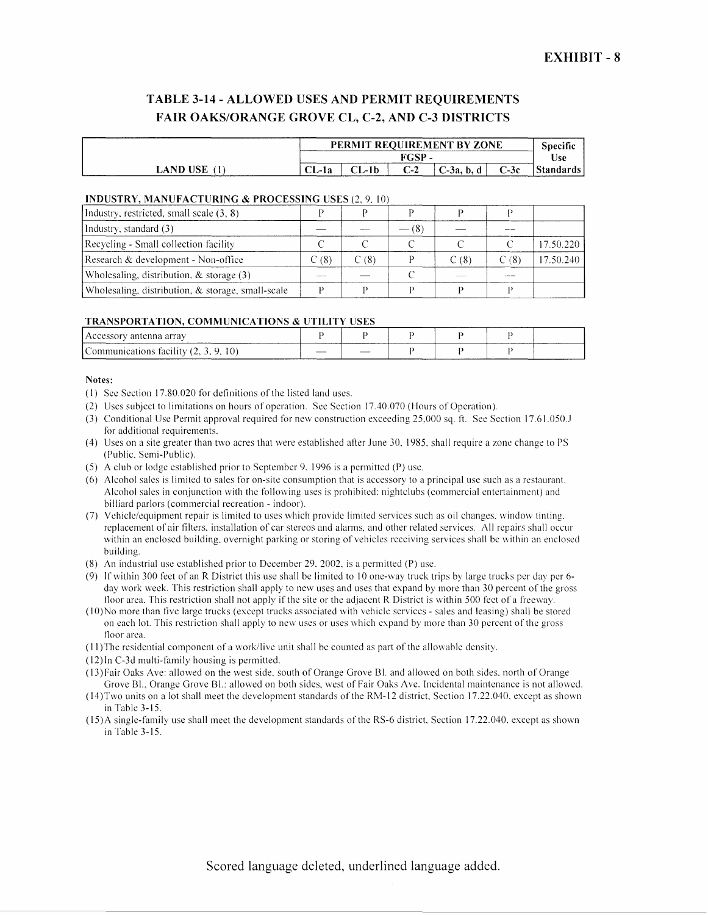**EXHIBIT - 8**

## TABLE 3-14 - ALLOWED USES AND PERMIT REQUIREMENTS FAIR OAKS/ORANGE GROVE CL, C-2, AND C-3 DISTRICTS

| | PERMIT REQUIREMENT BY ZONE | | | | | Specific Use Standards |
|---|---|---|---|---|---|---|
| | FGSP - | | | | | |
| LAND USE (1) | CL-1a | CL-1b | C-2 | C-3a, b, d | C-3c | |
| **INDUSTRY, MANUFACTURING & PROCESSING USES** (2, 9, 10) | | | | | | |
| Industry, restricted, small scale (3, 8) | P | P | P | P | P | |
| Industry, standard (3) | — | — | — (8) | — | — | |
| Recycling - Small collection facility | C | C | C | C | C | 17.50.220 |
| Research & development - Non-office | C (8) | C (8) | P | C (8) | C (8) | 17.50.240 |
| Wholesaling, distribution, & storage (3) | — | — | C | — | — | |
| Wholesaling, distribution, & storage, small-scale | P | P | P | P | P | |
| **TRANSPORTATION, COMMUNICATIONS & UTILITY USES** | | | | | | |
| Accessory antenna array | P | P | P | P | P | |
| Communications facility (2, 3, 9, 10) | — | — | P | P | P | |

**Notes:**

(1) See Section 17.80.020 for definitions of the listed land uses.

(2) Uses subject to limitations on hours of operation. See Section 17.40.070 (Hours of Operation).

(3) Conditional Use Permit approval required for new construction exceeding 25,000 sq. ft. See Section 17.61.050.J for additional requirements.

(4) Uses on a site greater than two acres that were established after June 30, 1985, shall require a zone change to PS (Public, Semi-Public).

(5) A club or lodge established prior to September 9, 1996 is a permitted (P) use.

(6) Alcohol sales is limited to sales for on-site consumption that is accessory to a principal use such as a restaurant. Alcohol sales in conjunction with the following uses is prohibited: nightclubs (commercial entertainment) and billiard parlors (commercial recreation - indoor).

(7) Vehicle/equipment repair is limited to uses which provide limited services such as oil changes, window tinting, replacement of air filters, installation of car stereos and alarms, and other related services. All repairs shall occur within an enclosed building, overnight parking or storing of vehicles receiving services shall be within an enclosed building.

(8) An industrial use established prior to December 29, 2002, is a permitted (P) use.

(9) If within 300 feet of an R District this use shall be limited to 10 one-way truck trips by large trucks per day per 6-day work week. This restriction shall apply to new uses and uses that expand by more than 30 percent of the gross floor area. This restriction shall not apply if the site or the adjacent R District is within 500 feet of a freeway.

(10) No more than five large trucks (except trucks associated with vehicle services - sales and leasing) shall be stored on each lot. This restriction shall apply to new uses or uses which expand by more than 30 percent of the gross floor area.

(11) The residential component of a work/live unit shall be counted as part of the allowable density.

(12) In C-3d multi-family housing is permitted.

(13) Fair Oaks Ave: allowed on the west side, south of Orange Grove Bl. and allowed on both sides, north of Orange Grove Bl., Orange Grove Bl.: allowed on both sides, west of Fair Oaks Ave. Incidental maintenance is not allowed.

(14) Two units on a lot shall meet the development standards of the RM-12 district, Section 17.22.040, except as shown in Table 3-15.

(15) A single-family use shall meet the development standards of the RS-6 district, Section 17.22.040, except as shown in Table 3-15.

Scored language deleted, underlined language added.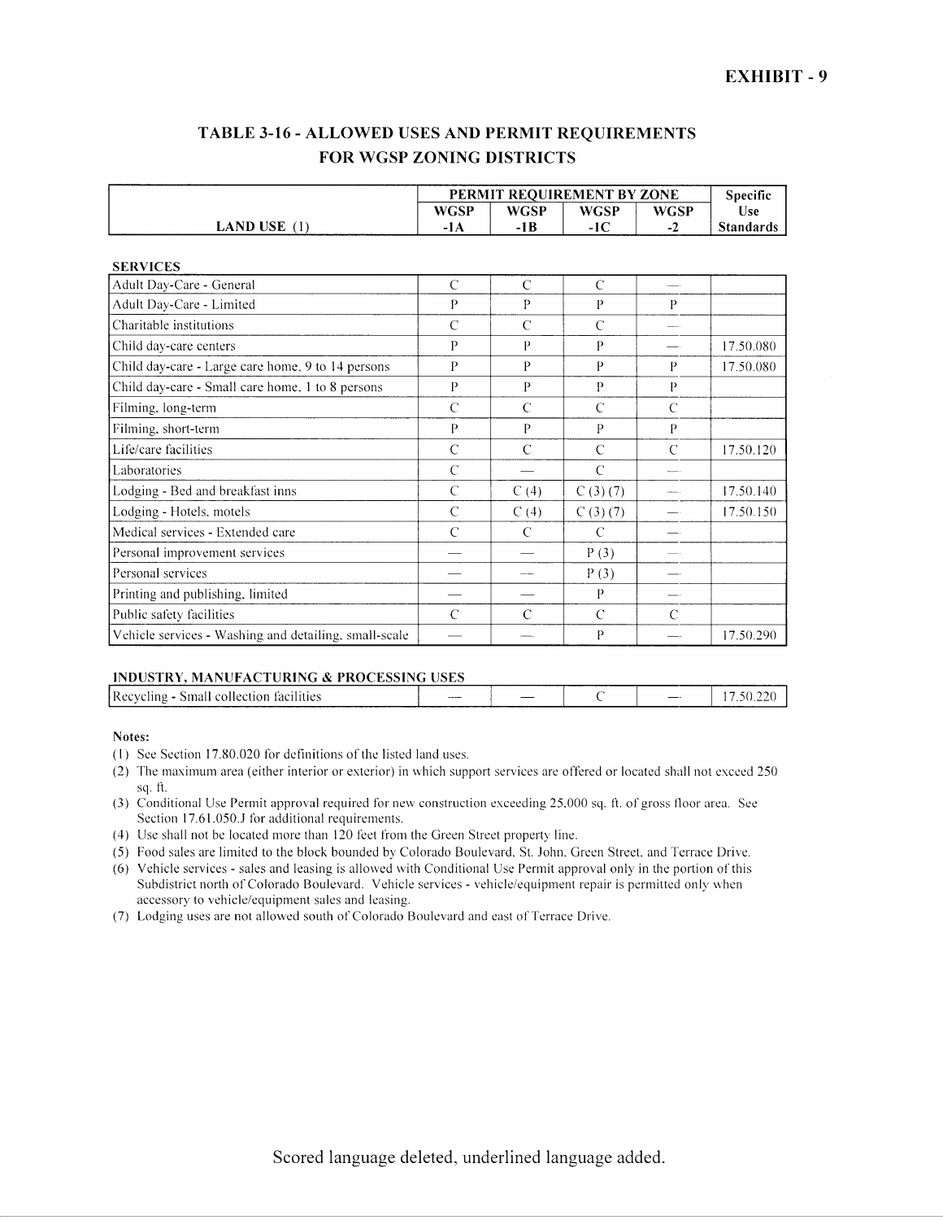**EXHIBIT - 9**

## TABLE 3-16 - ALLOWED USES AND PERMIT REQUIREMENTS FOR WGSP ZONING DISTRICTS

| LAND USE (1) | PERMIT REQUIREMENT BY ZONE | | | | Specific Use Standards |
|---|---|---|---|---|---|
| | WGSP -1A | WGSP -1B | WGSP -1C | WGSP -2 | |
| **SERVICES** | | | | | |
| Adult Day-Care - General | C | C | C | — | |
| Adult Day-Care - Limited | P | P | P | P | |
| Charitable institutions | C | C | C | — | |
| Child day-care centers | P | P | P | — | 17.50.080 |
| Child day-care - Large care home, 9 to 14 persons | P | P | P | P | 17.50.080 |
| Child day-care - Small care home, 1 to 8 persons | P | P | P | P | |
| Filming, long-term | C | C | C | C | |
| Filming, short-term | P | P | P | P | |
| Life/care facilities | C | C | C | C | 17.50.120 |
| Laboratories | C | — | C | — | |
| Lodging - Bed and breakfast inns | C | C (4) | C (3) (7) | — | 17.50.140 |
| Lodging - Hotels, motels | C | C (4) | C (3) (7) | — | 17.50.150 |
| Medical services - Extended care | C | C | C | — | |
| Personal improvement services | — | — | P (3) | — | |
| Personal services | — | — | P (3) | — | |
| Printing and publishing, limited | — | — | P | — | |
| Public safety facilities | C | C | C | C | |
| Vehicle services - Washing and detailing, small-scale | — | — | P | — | 17.50.290 |
| **INDUSTRY, MANUFACTURING & PROCESSING USES** | | | | | |
| Recycling - Small collection facilities | — | — | C | — | 17.50.220 |

**Notes:**

(1) See Section 17.80.020 for definitions of the listed land uses.

(2) The maximum area (either interior or exterior) in which support services are offered or located shall not exceed 250 sq. ft.

(3) Conditional Use Permit approval required for new construction exceeding 25,000 sq. ft. of gross floor area. See Section 17.61.050.J for additional requirements.

(4) Use shall not be located more than 120 feet from the Green Street property line.

(5) Food sales are limited to the block bounded by Colorado Boulevard, St. John, Green Street, and Terrace Drive.

(6) Vehicle services - sales and leasing is allowed with Conditional Use Permit approval only in the portion of this Subdistrict north of Colorado Boulevard. Vehicle services - vehicle/equipment repair is permitted only when accessory to vehicle/equipment sales and leasing.

(7) Lodging uses are not allowed south of Colorado Boulevard and east of Terrace Drive.

Scored language deleted, underlined language added.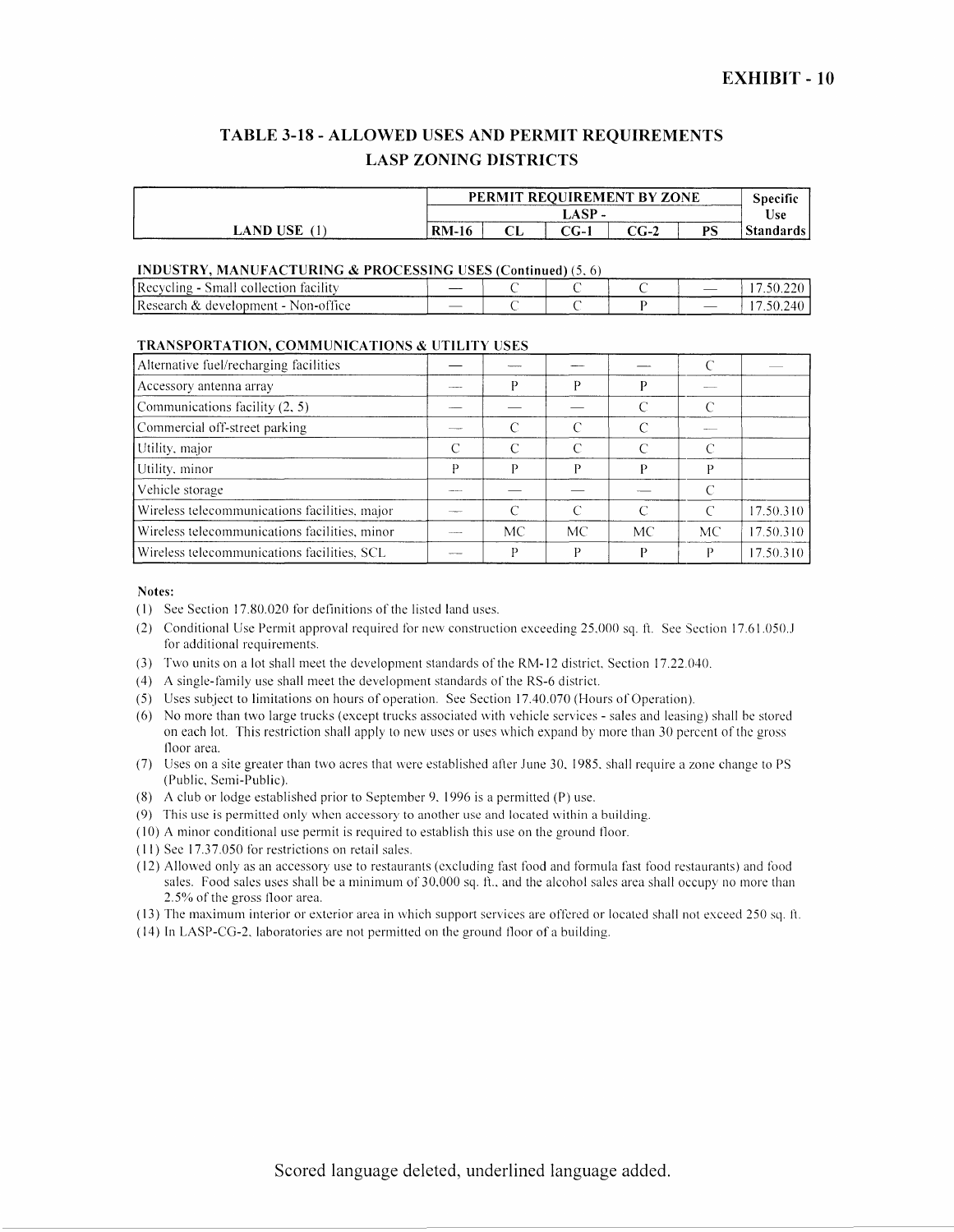**EXHIBIT - 10**

## TABLE 3-18 - ALLOWED USES AND PERMIT REQUIREMENTS LASP ZONING DISTRICTS

| LAND USE (1) | PERMIT REQUIREMENT BY ZONE LASP - RM-16 | CL | CG-1 | CG-2 | PS | Specific Use Standards |
|---|---|---|---|---|---|---|
| **INDUSTRY, MANUFACTURING & PROCESSING USES (Continued) (5, 6)** | | | | | | |
| Recycling - Small collection facility | — | C | C | C | — | 17.50.220 |
| Research & development - Non-office | — | C | C | P | — | 17.50.240 |
| **TRANSPORTATION, COMMUNICATIONS & UTILITY USES** | | | | | | |
| Alternative fuel/recharging facilities | — | — | — | — | C | — |
| Accessory antenna array | — | P | P | P | — | |
| Communications facility (2, 5) | — | — | — | C | C | |
| Commercial off-street parking | — | C | C | C | — | |
| Utility, major | C | C | C | C | C | |
| Utility, minor | P | P | P | P | P | |
| Vehicle storage | — | — | — | — | C | |
| Wireless telecommunications facilities, major | — | C | C | C | C | 17.50.310 |
| Wireless telecommunications facilities, minor | — | MC | MC | MC | MC | 17.50.310 |
| Wireless telecommunications facilities, SCL | — | P | P | P | P | 17.50.310 |

**Notes:**

(1) See Section 17.80.020 for definitions of the listed land uses.

(2) Conditional Use Permit approval required for new construction exceeding 25,000 sq. ft. See Section 17.61.050.J for additional requirements.

(3) Two units on a lot shall meet the development standards of the RM-12 district, Section 17.22.040.

(4) A single-family use shall meet the development standards of the RS-6 district.

(5) Uses subject to limitations on hours of operation. See Section 17.40.070 (Hours of Operation).

(6) No more than two large trucks (except trucks associated with vehicle services - sales and leasing) shall be stored on each lot. This restriction shall apply to new uses or uses which expand by more than 30 percent of the gross floor area.

(7) Uses on a site greater than two acres that were established after June 30, 1985, shall require a zone change to PS (Public, Semi-Public).

(8) A club or lodge established prior to September 9, 1996 is a permitted (P) use.

(9) This use is permitted only when accessory to another use and located within a building.

(10) A minor conditional use permit is required to establish this use on the ground floor.

(11) See 17.37.050 for restrictions on retail sales.

(12) Allowed only as an accessory use to restaurants (excluding fast food and formula fast food restaurants) and food sales. Food sales uses shall be a minimum of 30,000 sq. ft., and the alcohol sales area shall occupy no more than 2.5% of the gross floor area.

(13) The maximum interior or exterior area in which support services are offered or located shall not exceed 250 sq. ft.

(14) In LASP-CG-2, laboratories are not permitted on the ground floor of a building.

Scored language deleted, underlined language added.